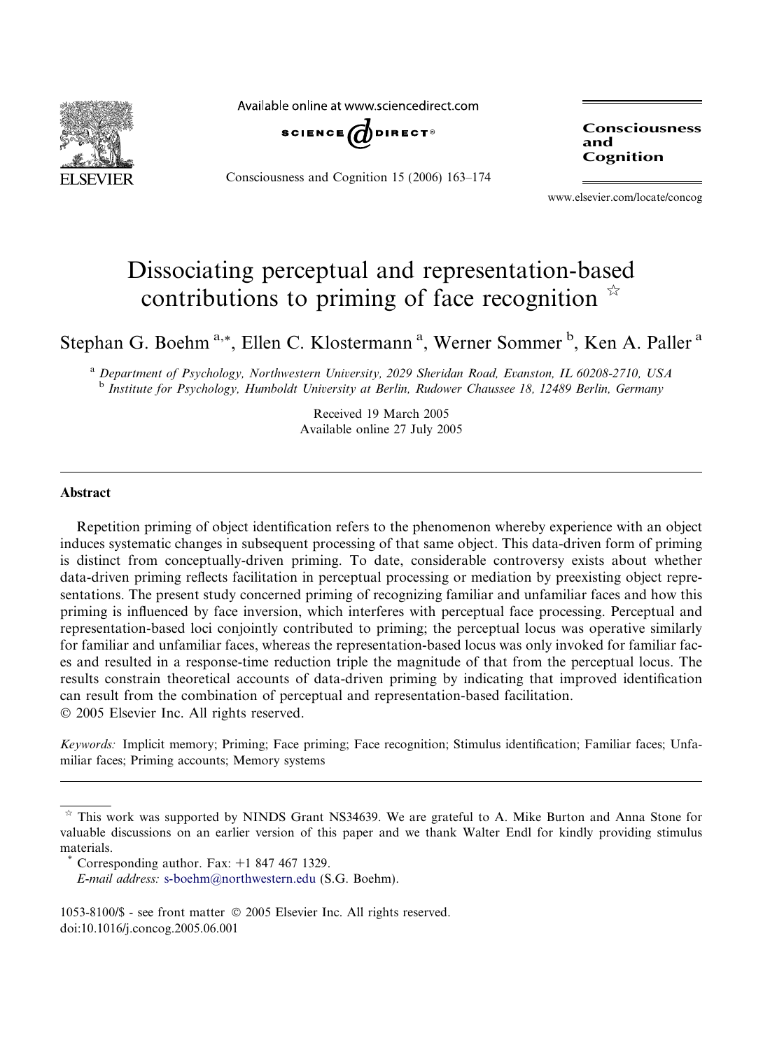# Dissociating perceptual and representation-based contributions to priming of face recognition ☆

Stephan G. Boehm [a,*], Ellen C. Klostermann [a], Werner Sommer [b], Ken A. Paller [a]

[a] *Department of Psychology, Northwestern University, 2029 Sheridan Road, Evanston, IL 60208-2710, USA*
[b] *Institute for Psychology, Humboldt University at Berlin, Rudower Chaussee 18, 12489 Berlin, Germany*

Received 19 March 2005
Available online 27 July 2005

## Abstract

Repetition priming of object identification refers to the phenomenon whereby experience with an object induces systematic changes in subsequent processing of that same object. This data-driven form of priming is distinct from conceptually-driven priming. To date, considerable controversy exists about whether data-driven priming reflects facilitation in perceptual processing or mediation by preexisting object representations. The present study concerned priming of recognizing familiar and unfamiliar faces and how this priming is influenced by face inversion, which interferes with perceptual face processing. Perceptual and representation-based loci conjointly contributed to priming; the perceptual locus was operative similarly for familiar and unfamiliar faces, whereas the representation-based locus was only invoked for familiar faces and resulted in a response-time reduction triple the magnitude of that from the perceptual locus. The results constrain theoretical accounts of data-driven priming by indicating that improved identification can result from the combination of perceptual and representation-based facilitation.
© 2005 Elsevier Inc. All rights reserved.

*Keywords:* Implicit memory; Priming; Face priming; Face recognition; Stimulus identification; Familiar faces; Unfamiliar faces; Priming accounts; Memory systems

---

☆ This work was supported by NINDS Grant NS34639. We are grateful to A. Mike Burton and Anna Stone for valuable discussions on an earlier version of this paper and we thank Walter Endl for kindly providing stimulus materials.

\* Corresponding author. Fax: +1 847 467 1329.
*E-mail address:* s-boehm@northwestern.edu (S.G. Boehm).

1053-8100/$ - see front matter © 2005 Elsevier Inc. All rights reserved.
doi:10.1016/j.concog.2005.06.001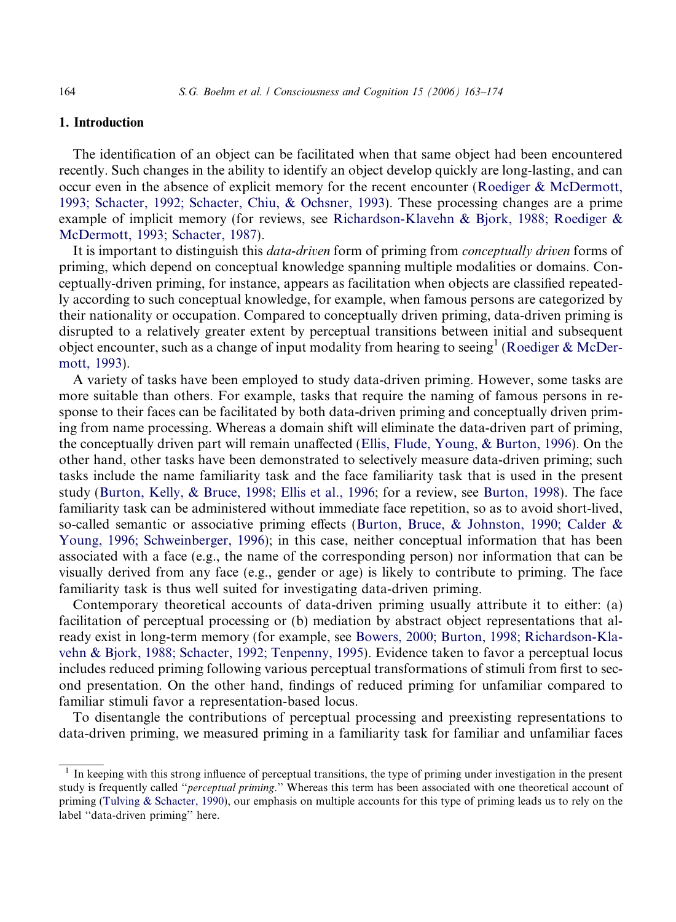## 1. Introduction

The identification of an object can be facilitated when that same object had been encountered recently. Such changes in the ability to identify an object develop quickly are long-lasting, and can occur even in the absence of explicit memory for the recent encounter (Roediger & McDermott, 1993; Schacter, 1992; Schacter, Chiu, & Ochsner, 1993). These processing changes are a prime example of implicit memory (for reviews, see Richardson-Klavehn & Bjork, 1988; Roediger & McDermott, 1993; Schacter, 1987).

It is important to distinguish this *data-driven* form of priming from *conceptually driven* forms of priming, which depend on conceptual knowledge spanning multiple modalities or domains. Conceptually-driven priming, for instance, appears as facilitation when objects are classified repeatedly according to such conceptual knowledge, for example, when famous persons are categorized by their nationality or occupation. Compared to conceptually driven priming, data-driven priming is disrupted to a relatively greater extent by perceptual transitions between initial and subsequent object encounter, such as a change of input modality from hearing to seeing[1] (Roediger & McDermott, 1993).

A variety of tasks have been employed to study data-driven priming. However, some tasks are more suitable than others. For example, tasks that require the naming of famous persons in response to their faces can be facilitated by both data-driven priming and conceptually driven priming from name processing. Whereas a domain shift will eliminate the data-driven part of priming, the conceptually driven part will remain unaffected (Ellis, Flude, Young, & Burton, 1996). On the other hand, other tasks have been demonstrated to selectively measure data-driven priming; such tasks include the name familiarity task and the face familiarity task that is used in the present study (Burton, Kelly, & Bruce, 1998; Ellis et al., 1996; for a review, see Burton, 1998). The face familiarity task can be administered without immediate face repetition, so as to avoid short-lived, so-called semantic or associative priming effects (Burton, Bruce, & Johnston, 1990; Calder & Young, 1996; Schweinberger, 1996); in this case, neither conceptual information that has been associated with a face (e.g., the name of the corresponding person) nor information that can be visually derived from any face (e.g., gender or age) is likely to contribute to priming. The face familiarity task is thus well suited for investigating data-driven priming.

Contemporary theoretical accounts of data-driven priming usually attribute it to either: (a) facilitation of perceptual processing or (b) mediation by abstract object representations that already exist in long-term memory (for example, see Bowers, 2000; Burton, 1998; Richardson-Klavehn & Bjork, 1988; Schacter, 1992; Tenpenny, 1995). Evidence taken to favor a perceptual locus includes reduced priming following various perceptual transformations of stimuli from first to second presentation. On the other hand, findings of reduced priming for unfamiliar compared to familiar stimuli favor a representation-based locus.

To disentangle the contributions of perceptual processing and preexisting representations to data-driven priming, we measured priming in a familiarity task for familiar and unfamiliar faces

[1] In keeping with this strong influence of perceptual transitions, the type of priming under investigation in the present study is frequently called "*perceptual priming*." Whereas this term has been associated with one theoretical account of priming (Tulving & Schacter, 1990), our emphasis on multiple accounts for this type of priming leads us to rely on the label "data-driven priming" here.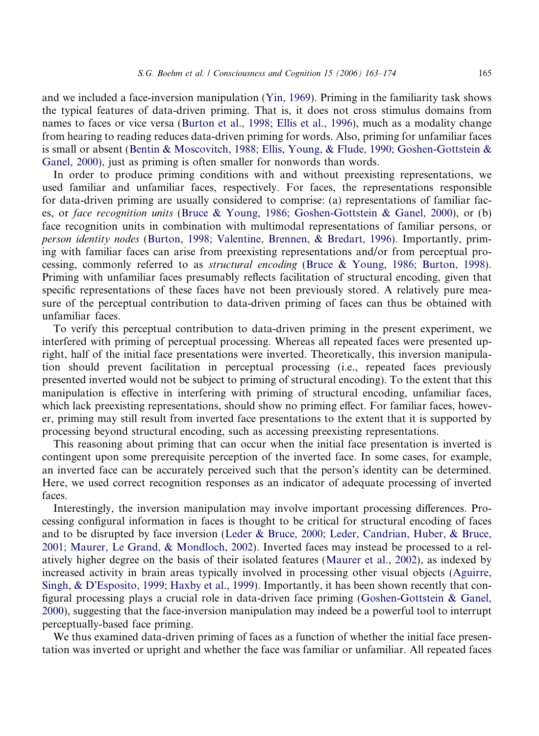and we included a face-inversion manipulation (Yin, 1969). Priming in the familiarity task shows the typical features of data-driven priming. That is, it does not cross stimulus domains from names to faces or vice versa (Burton et al., 1998; Ellis et al., 1996), much as a modality change from hearing to reading reduces data-driven priming for words. Also, priming for unfamiliar faces is small or absent (Bentin & Moscovitch, 1988; Ellis, Young, & Flude, 1990; Goshen-Gottstein & Ganel, 2000), just as priming is often smaller for nonwords than words.

In order to produce priming conditions with and without preexisting representations, we used familiar and unfamiliar faces, respectively. For faces, the representations responsible for data-driven priming are usually considered to comprise: (a) representations of familiar faces, or *face recognition units* (Bruce & Young, 1986; Goshen-Gottstein & Ganel, 2000), or (b) face recognition units in combination with multimodal representations of familiar persons, or *person identity nodes* (Burton, 1998; Valentine, Brennen, & Bredart, 1996). Importantly, priming with familiar faces can arise from preexisting representations and/or from perceptual processing, commonly referred to as *structural encoding* (Bruce & Young, 1986; Burton, 1998). Priming with unfamiliar faces presumably reflects facilitation of structural encoding, given that specific representations of these faces have not been previously stored. A relatively pure measure of the perceptual contribution to data-driven priming of faces can thus be obtained with unfamiliar faces.

To verify this perceptual contribution to data-driven priming in the present experiment, we interfered with priming of perceptual processing. Whereas all repeated faces were presented upright, half of the initial face presentations were inverted. Theoretically, this inversion manipulation should prevent facilitation in perceptual processing (i.e., repeated faces previously presented inverted would not be subject to priming of structural encoding). To the extent that this manipulation is effective in interfering with priming of structural encoding, unfamiliar faces, which lack preexisting representations, should show no priming effect. For familiar faces, however, priming may still result from inverted face presentations to the extent that it is supported by processing beyond structural encoding, such as accessing preexisting representations.

This reasoning about priming that can occur when the initial face presentation is inverted is contingent upon some prerequisite perception of the inverted face. In some cases, for example, an inverted face can be accurately perceived such that the person's identity can be determined. Here, we used correct recognition responses as an indicator of adequate processing of inverted faces.

Interestingly, the inversion manipulation may involve important processing differences. Processing configural information in faces is thought to be critical for structural encoding of faces and to be disrupted by face inversion (Leder & Bruce, 2000; Leder, Candrian, Huber, & Bruce, 2001; Maurer, Le Grand, & Mondloch, 2002). Inverted faces may instead be processed to a relatively higher degree on the basis of their isolated features (Maurer et al., 2002), as indexed by increased activity in brain areas typically involved in processing other visual objects (Aguirre, Singh, & D'Esposito, 1999; Haxby et al., 1999). Importantly, it has been shown recently that configural processing plays a crucial role in data-driven face priming (Goshen-Gottstein & Ganel, 2000), suggesting that the face-inversion manipulation may indeed be a powerful tool to interrupt perceptually-based face priming.

We thus examined data-driven priming of faces as a function of whether the initial face presentation was inverted or upright and whether the face was familiar or unfamiliar. All repeated faces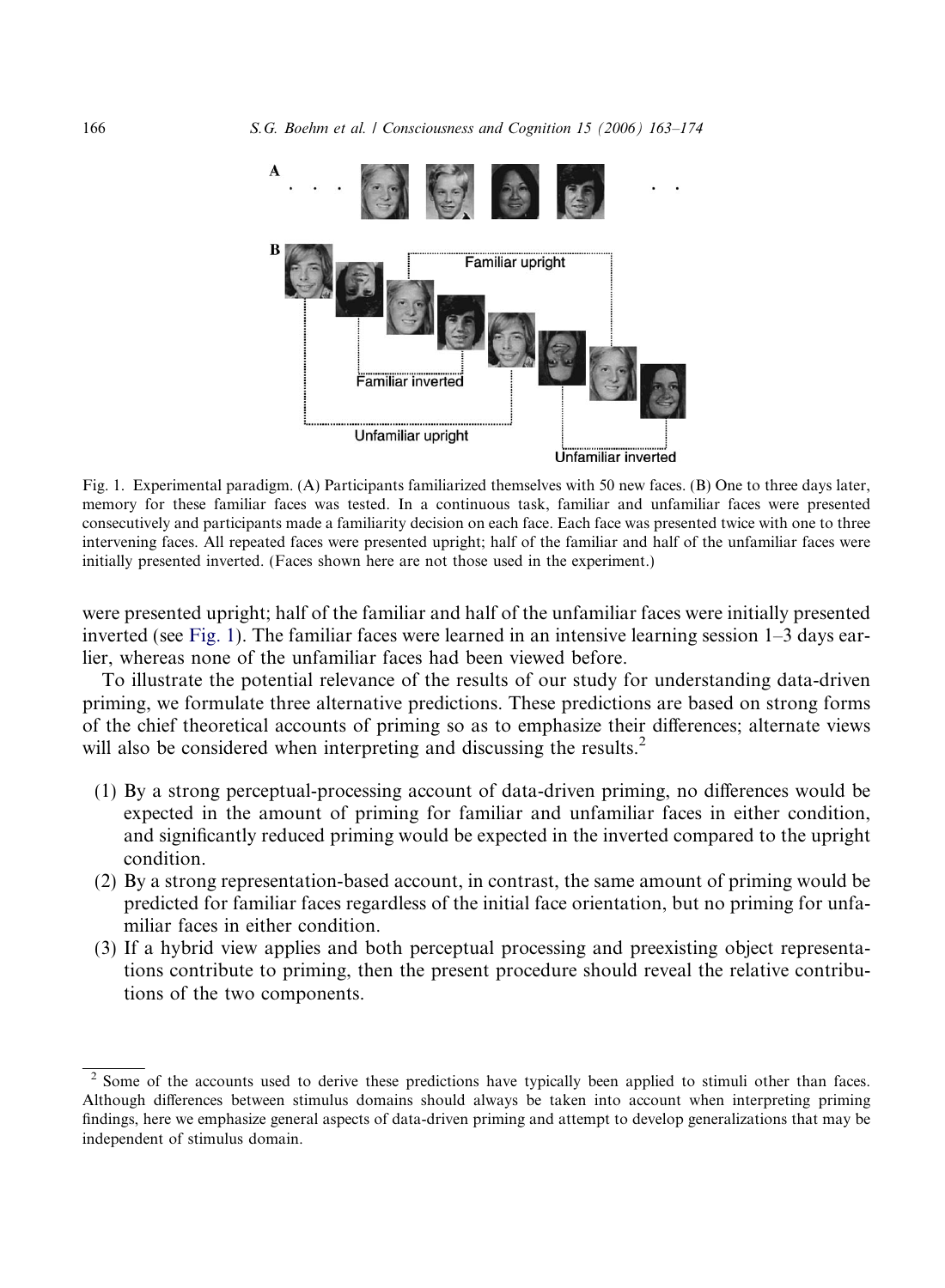Fig. 1. Experimental paradigm. (A) Participants familiarized themselves with 50 new faces. (B) One to three days later, memory for these familiar faces was tested. In a continuous task, familiar and unfamiliar faces were presented consecutively and participants made a familiarity decision on each face. Each face was presented twice with one to three intervening faces. All repeated faces were presented upright; half of the familiar and half of the unfamiliar faces were initially presented inverted. (Faces shown here are not those used in the experiment.)

were presented upright; half of the familiar and half of the unfamiliar faces were initially presented inverted (see Fig. 1). The familiar faces were learned in an intensive learning session 1–3 days earlier, whereas none of the unfamiliar faces had been viewed before.

To illustrate the potential relevance of the results of our study for understanding data-driven priming, we formulate three alternative predictions. These predictions are based on strong forms of the chief theoretical accounts of priming so as to emphasize their differences; alternate views will also be considered when interpreting and discussing the results.[2]

(1) By a strong perceptual-processing account of data-driven priming, no differences would be expected in the amount of priming for familiar and unfamiliar faces in either condition, and significantly reduced priming would be expected in the inverted compared to the upright condition.
(2) By a strong representation-based account, in contrast, the same amount of priming would be predicted for familiar faces regardless of the initial face orientation, but no priming for unfamiliar faces in either condition.
(3) If a hybrid view applies and both perceptual processing and preexisting object representations contribute to priming, then the present procedure should reveal the relative contributions of the two components.

[2] Some of the accounts used to derive these predictions have typically been applied to stimuli other than faces. Although differences between stimulus domains should always be taken into account when interpreting priming findings, here we emphasize general aspects of data-driven priming and attempt to develop generalizations that may be independent of stimulus domain.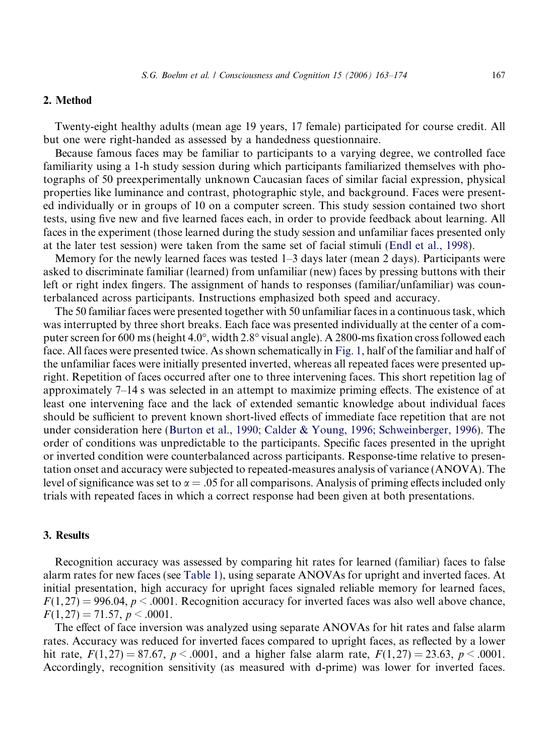## 2. Method

Twenty-eight healthy adults (mean age 19 years, 17 female) participated for course credit. All but one were right-handed as assessed by a handedness questionnaire.

Because famous faces may be familiar to participants to a varying degree, we controlled face familiarity using a 1-h study session during which participants familiarized themselves with photographs of 50 preexperimentally unknown Caucasian faces of similar facial expression, physical properties like luminance and contrast, photographic style, and background. Faces were presented individually or in groups of 10 on a computer screen. This study session contained two short tests, using five new and five learned faces each, in order to provide feedback about learning. All faces in the experiment (those learned during the study session and unfamiliar faces presented only at the later test session) were taken from the same set of facial stimuli (Endl et al., 1998).

Memory for the newly learned faces was tested 1–3 days later (mean 2 days). Participants were asked to discriminate familiar (learned) from unfamiliar (new) faces by pressing buttons with their left or right index fingers. The assignment of hands to responses (familiar/unfamiliar) was counterbalanced across participants. Instructions emphasized both speed and accuracy.

The 50 familiar faces were presented together with 50 unfamiliar faces in a continuous task, which was interrupted by three short breaks. Each face was presented individually at the center of a computer screen for 600 ms (height 4.0°, width 2.8° visual angle). A 2800-ms fixation cross followed each face. All faces were presented twice. As shown schematically in Fig. 1, half of the familiar and half of the unfamiliar faces were initially presented inverted, whereas all repeated faces were presented upright. Repetition of faces occurred after one to three intervening faces. This short repetition lag of approximately 7–14 s was selected in an attempt to maximize priming effects. The existence of at least one intervening face and the lack of extended semantic knowledge about individual faces should be sufficient to prevent known short-lived effects of immediate face repetition that are not under consideration here (Burton et al., 1990; Calder & Young, 1996; Schweinberger, 1996). The order of conditions was unpredictable to the participants. Specific faces presented in the upright or inverted condition were counterbalanced across participants. Response-time relative to presentation onset and accuracy were subjected to repeated-measures analysis of variance (ANOVA). The level of significance was set to $\alpha = .05$ for all comparisons. Analysis of priming effects included only trials with repeated faces in which a correct response had been given at both presentations.

## 3. Results

Recognition accuracy was assessed by comparing hit rates for learned (familiar) faces to false alarm rates for new faces (see Table 1), using separate ANOVAs for upright and inverted faces. At initial presentation, high accuracy for upright faces signaled reliable memory for learned faces, $F(1,27) = 996.04$, $p < .0001$. Recognition accuracy for inverted faces was also well above chance, $F(1,27) = 71.57$, $p < .0001$.

The effect of face inversion was analyzed using separate ANOVAs for hit rates and false alarm rates. Accuracy was reduced for inverted faces compared to upright faces, as reflected by a lower hit rate, $F(1,27) = 87.67$, $p < .0001$, and a higher false alarm rate, $F(1,27) = 23.63$, $p < .0001$. Accordingly, recognition sensitivity (as measured with d-prime) was lower for inverted faces.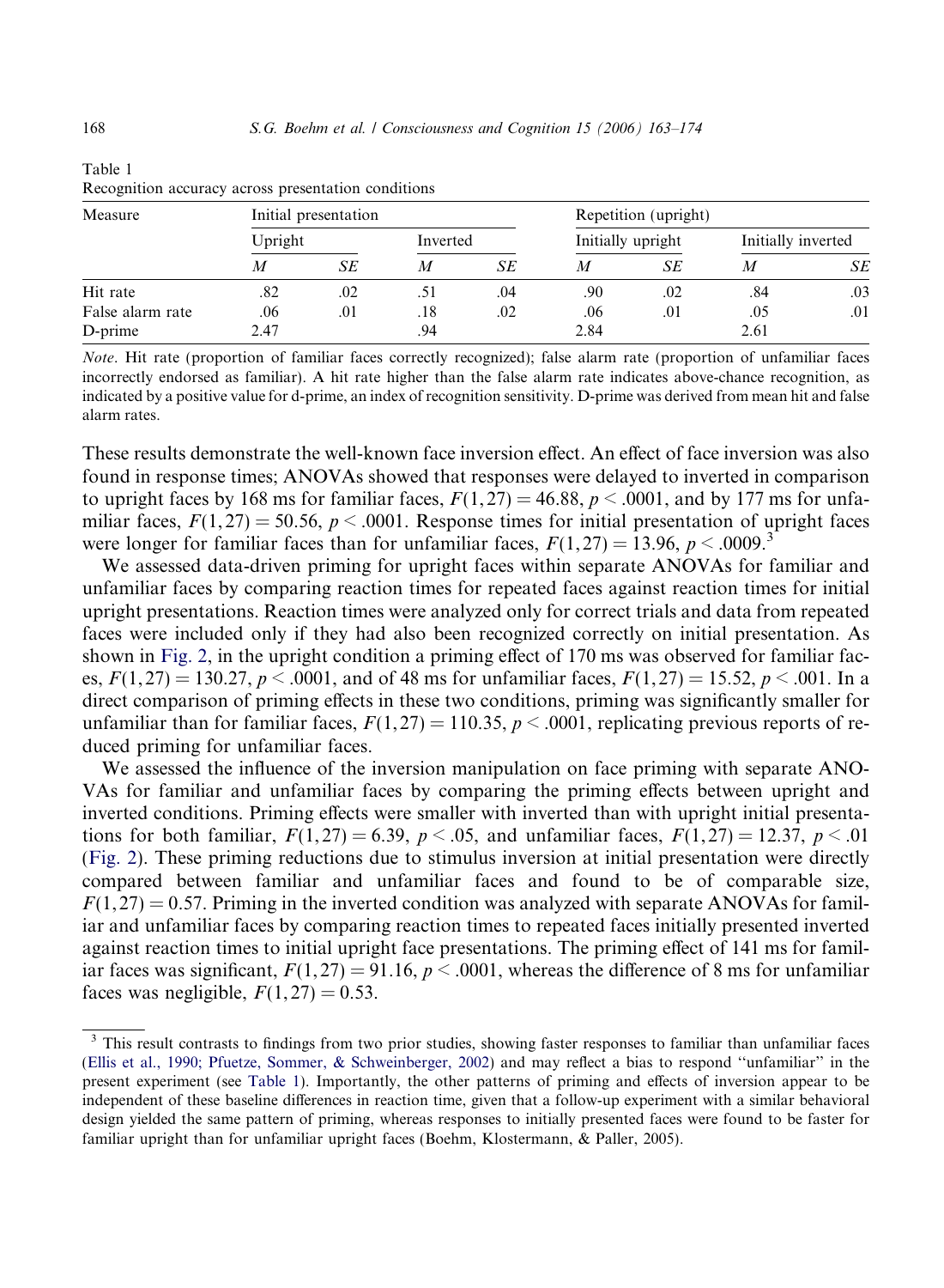Table 1
Recognition accuracy across presentation conditions

| Measure | Initial presentation | | | | Repetition (upright) | | | |
|---|---|---|---|---|---|---|---|---|
| | Upright | | Inverted | | Initially upright | | Initially inverted | |
| | *M* | *SE* | *M* | *SE* | *M* | *SE* | *M* | *SE* |
| Hit rate | .82 | .02 | .51 | .04 | .90 | .02 | .84 | .03 |
| False alarm rate | .06 | .01 | .18 | .02 | .06 | .01 | .05 | .01 |
| D-prime | 2.47 | | .94 | | 2.84 | | 2.61 | |

*Note.* Hit rate (proportion of familiar faces correctly recognized); false alarm rate (proportion of unfamiliar faces incorrectly endorsed as familiar). A hit rate higher than the false alarm rate indicates above-chance recognition, as indicated by a positive value for d-prime, an index of recognition sensitivity. D-prime was derived from mean hit and false alarm rates.

These results demonstrate the well-known face inversion effect. An effect of face inversion was also found in response times; ANOVAs showed that responses were delayed to inverted in comparison to upright faces by 168 ms for familiar faces, $F(1,27) = 46.88$, $p < .0001$, and by 177 ms for unfamiliar faces, $F(1,27) = 50.56$, $p < .0001$. Response times for initial presentation of upright faces were longer for familiar faces than for unfamiliar faces, $F(1,27) = 13.96$, $p < .0009$.[3]

We assessed data-driven priming for upright faces within separate ANOVAs for familiar and unfamiliar faces by comparing reaction times for repeated faces against reaction times for initial upright presentations. Reaction times were analyzed only for correct trials and data from repeated faces were included only if they had also been recognized correctly on initial presentation. As shown in Fig. 2, in the upright condition a priming effect of 170 ms was observed for familiar faces, $F(1,27) = 130.27$, $p < .0001$, and of 48 ms for unfamiliar faces, $F(1,27) = 15.52$, $p < .001$. In a direct comparison of priming effects in these two conditions, priming was significantly smaller for unfamiliar than for familiar faces, $F(1,27) = 110.35$, $p < .0001$, replicating previous reports of reduced priming for unfamiliar faces.

We assessed the influence of the inversion manipulation on face priming with separate ANOVAs for familiar and unfamiliar faces by comparing the priming effects between upright and inverted conditions. Priming effects were smaller with inverted than with upright initial presentations for both familiar, $F(1,27) = 6.39$, $p < .05$, and unfamiliar faces, $F(1,27) = 12.37$, $p < .01$ (Fig. 2). These priming reductions due to stimulus inversion at initial presentation were directly compared between familiar and unfamiliar faces and found to be of comparable size, $F(1,27) = 0.57$. Priming in the inverted condition was analyzed with separate ANOVAs for familiar and unfamiliar faces by comparing reaction times to repeated faces initially presented inverted against reaction times to initial upright face presentations. The priming effect of 141 ms for familiar faces was significant, $F(1,27) = 91.16$, $p < .0001$, whereas the difference of 8 ms for unfamiliar faces was negligible, $F(1,27) = 0.53$.

[3] This result contrasts to findings from two prior studies, showing faster responses to familiar than unfamiliar faces (Ellis et al., 1990; Pfuetze, Sommer, & Schweinberger, 2002) and may reflect a bias to respond "unfamiliar" in the present experiment (see Table 1). Importantly, the other patterns of priming and effects of inversion appear to be independent of these baseline differences in reaction time, given that a follow-up experiment with a similar behavioral design yielded the same pattern of priming, whereas responses to initially presented faces were found to be faster for familiar upright than for unfamiliar upright faces (Boehm, Klostermann, & Paller, 2005).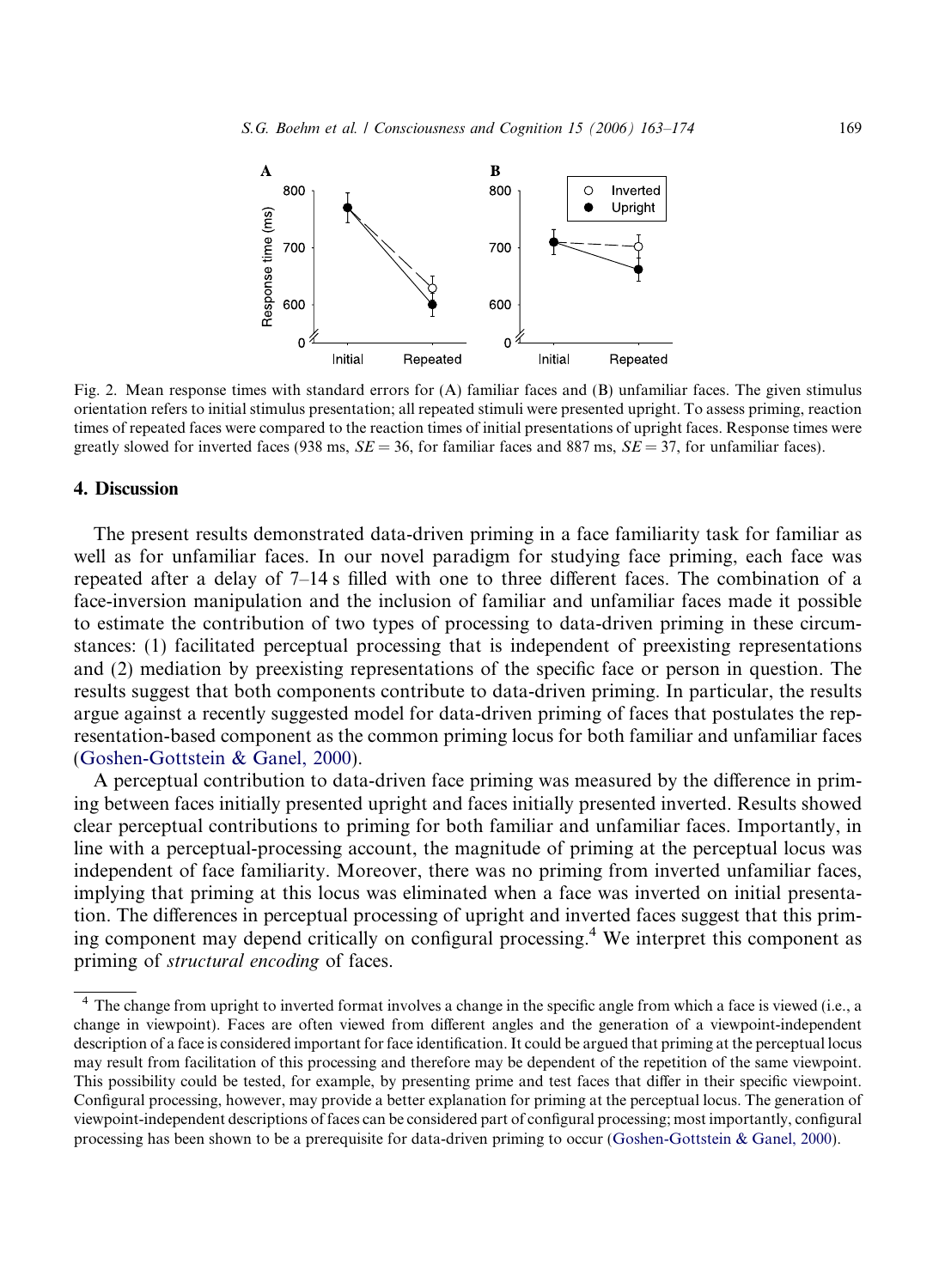A

800

700

600

0

Initial

Repeated

Response time (ms)

B

800

700

600

0

Initial

Repeated

Inverted

Upright

Fig. 2. Mean response times with standard errors for (A) familiar faces and (B) unfamiliar faces. The given stimulus orientation refers to initial stimulus presentation; all repeated stimuli were presented upright. To assess priming, reaction times of repeated faces were compared to the reaction times of initial presentations of upright faces. Response times were greatly slowed for inverted faces (938 ms, $SE = 36$, for familiar faces and 887 ms, $SE = 37$, for unfamiliar faces).

## 4. Discussion

The present results demonstrated data-driven priming in a face familiarity task for familiar as well as for unfamiliar faces. In our novel paradigm for studying face priming, each face was repeated after a delay of 7–14 s filled with one to three different faces. The combination of a face-inversion manipulation and the inclusion of familiar and unfamiliar faces made it possible to estimate the contribution of two types of processing to data-driven priming in these circumstances: (1) facilitated perceptual processing that is independent of preexisting representations and (2) mediation by preexisting representations of the specific face or person in question. The results suggest that both components contribute to data-driven priming. In particular, the results argue against a recently suggested model for data-driven priming of faces that postulates the representation-based component as the common priming locus for both familiar and unfamiliar faces (Goshen-Gottstein & Ganel, 2000).

A perceptual contribution to data-driven face priming was measured by the difference in priming between faces initially presented upright and faces initially presented inverted. Results showed clear perceptual contributions to priming for both familiar and unfamiliar faces. Importantly, in line with a perceptual-processing account, the magnitude of priming at the perceptual locus was independent of face familiarity. Moreover, there was no priming from inverted unfamiliar faces, implying that priming at this locus was eliminated when a face was inverted on initial presentation. The differences in perceptual processing of upright and inverted faces suggest that this priming component may depend critically on configural processing.[4] We interpret this component as priming of *structural encoding* of faces.

[4] The change from upright to inverted format involves a change in the specific angle from which a face is viewed (i.e., a change in viewpoint). Faces are often viewed from different angles and the generation of a viewpoint-independent description of a face is considered important for face identification. It could be argued that priming at the perceptual locus may result from facilitation of this processing and therefore may be dependent of the repetition of the same viewpoint. This possibility could be tested, for example, by presenting prime and test faces that differ in their specific viewpoint. Configural processing, however, may provide a better explanation for priming at the perceptual locus. The generation of viewpoint-independent descriptions of faces can be considered part of configural processing; most importantly, configural processing has been shown to be a prerequisite for data-driven priming to occur (Goshen-Gottstein & Ganel, 2000).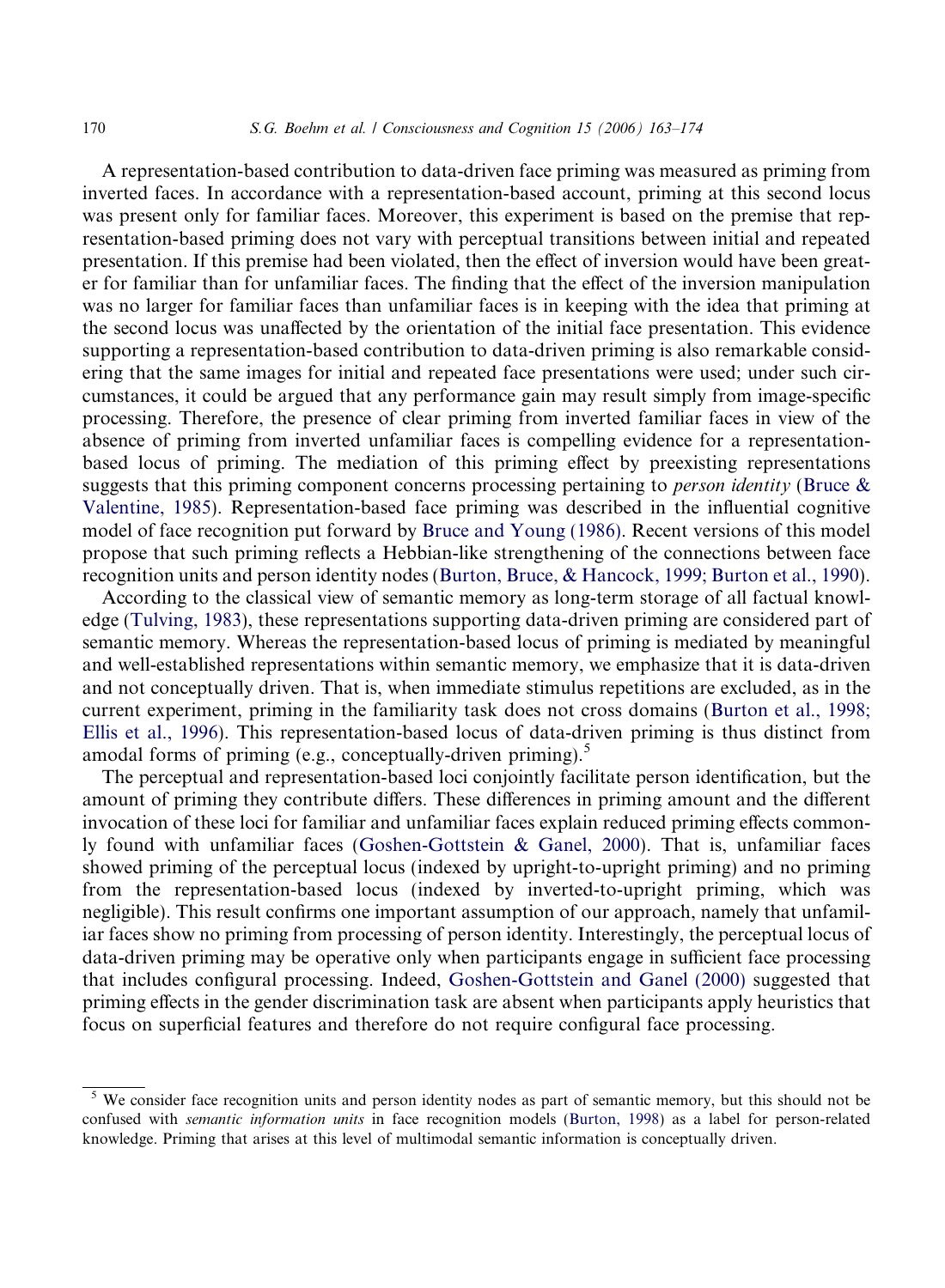A representation-based contribution to data-driven face priming was measured as priming from inverted faces. In accordance with a representation-based account, priming at this second locus was present only for familiar faces. Moreover, this experiment is based on the premise that representation-based priming does not vary with perceptual transitions between initial and repeated presentation. If this premise had been violated, then the effect of inversion would have been greater for familiar than for unfamiliar faces. The finding that the effect of the inversion manipulation was no larger for familiar faces than unfamiliar faces is in keeping with the idea that priming at the second locus was unaffected by the orientation of the initial face presentation. This evidence supporting a representation-based contribution to data-driven priming is also remarkable considering that the same images for initial and repeated face presentations were used; under such circumstances, it could be argued that any performance gain may result simply from image-specific processing. Therefore, the presence of clear priming from inverted familiar faces in view of the absence of priming from inverted unfamiliar faces is compelling evidence for a representation-based locus of priming. The mediation of this priming effect by preexisting representations suggests that this priming component concerns processing pertaining to *person identity* (Bruce & Valentine, 1985). Representation-based face priming was described in the influential cognitive model of face recognition put forward by Bruce and Young (1986). Recent versions of this model propose that such priming reflects a Hebbian-like strengthening of the connections between face recognition units and person identity nodes (Burton, Bruce, & Hancock, 1999; Burton et al., 1990).

According to the classical view of semantic memory as long-term storage of all factual knowledge (Tulving, 1983), these representations supporting data-driven priming are considered part of semantic memory. Whereas the representation-based locus of priming is mediated by meaningful and well-established representations within semantic memory, we emphasize that it is data-driven and not conceptually driven. That is, when immediate stimulus repetitions are excluded, as in the current experiment, priming in the familiarity task does not cross domains (Burton et al., 1998; Ellis et al., 1996). This representation-based locus of data-driven priming is thus distinct from amodal forms of priming (e.g., conceptually-driven priming).[5]

The perceptual and representation-based loci conjointly facilitate person identification, but the amount of priming they contribute differs. These differences in priming amount and the different invocation of these loci for familiar and unfamiliar faces explain reduced priming effects commonly found with unfamiliar faces (Goshen-Gottstein & Ganel, 2000). That is, unfamiliar faces showed priming of the perceptual locus (indexed by upright-to-upright priming) and no priming from the representation-based locus (indexed by inverted-to-upright priming, which was negligible). This result confirms one important assumption of our approach, namely that unfamiliar faces show no priming from processing of person identity. Interestingly, the perceptual locus of data-driven priming may be operative only when participants engage in sufficient face processing that includes configural processing. Indeed, Goshen-Gottstein and Ganel (2000) suggested that priming effects in the gender discrimination task are absent when participants apply heuristics that focus on superficial features and therefore do not require configural face processing.

[5] We consider face recognition units and person identity nodes as part of semantic memory, but this should not be confused with *semantic information units* in face recognition models (Burton, 1998) as a label for person-related knowledge. Priming that arises at this level of multimodal semantic information is conceptually driven.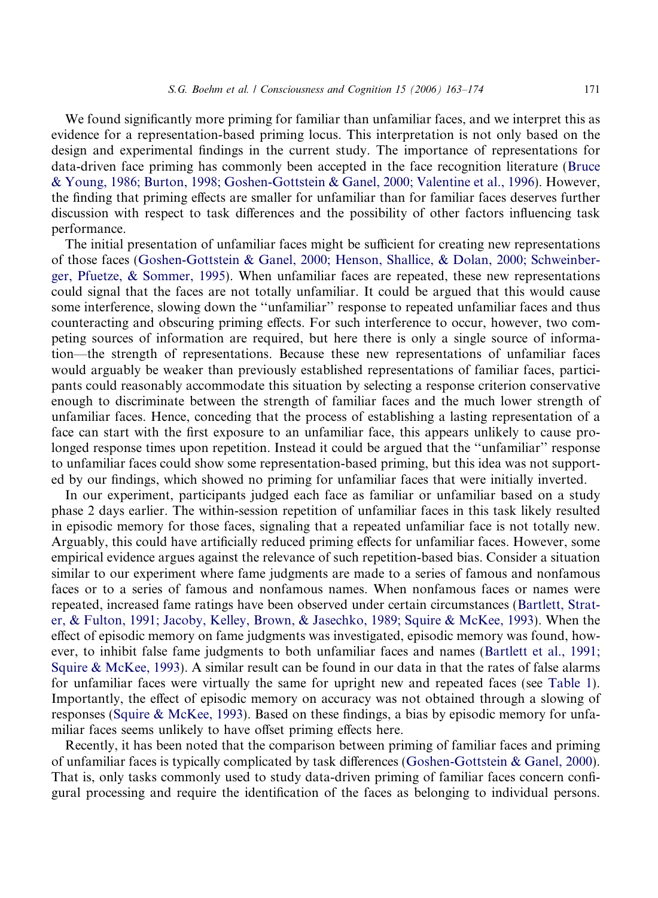We found significantly more priming for familiar than unfamiliar faces, and we interpret this as evidence for a representation-based priming locus. This interpretation is not only based on the design and experimental findings in the current study. The importance of representations for data-driven face priming has commonly been accepted in the face recognition literature (Bruce & Young, 1986; Burton, 1998; Goshen-Gottstein & Ganel, 2000; Valentine et al., 1996). However, the finding that priming effects are smaller for unfamiliar than for familiar faces deserves further discussion with respect to task differences and the possibility of other factors influencing task performance.

The initial presentation of unfamiliar faces might be sufficient for creating new representations of those faces (Goshen-Gottstein & Ganel, 2000; Henson, Shallice, & Dolan, 2000; Schweinberger, Pfuetze, & Sommer, 1995). When unfamiliar faces are repeated, these new representations could signal that the faces are not totally unfamiliar. It could be argued that this would cause some interference, slowing down the ''unfamiliar'' response to repeated unfamiliar faces and thus counteracting and obscuring priming effects. For such interference to occur, however, two competing sources of information are required, but here there is only a single source of information—the strength of representations. Because these new representations of unfamiliar faces would arguably be weaker than previously established representations of familiar faces, participants could reasonably accommodate this situation by selecting a response criterion conservative enough to discriminate between the strength of familiar faces and the much lower strength of unfamiliar faces. Hence, conceding that the process of establishing a lasting representation of a face can start with the first exposure to an unfamiliar face, this appears unlikely to cause prolonged response times upon repetition. Instead it could be argued that the ''unfamiliar'' response to unfamiliar faces could show some representation-based priming, but this idea was not supported by our findings, which showed no priming for unfamiliar faces that were initially inverted.

In our experiment, participants judged each face as familiar or unfamiliar based on a study phase 2 days earlier. The within-session repetition of unfamiliar faces in this task likely resulted in episodic memory for those faces, signaling that a repeated unfamiliar face is not totally new. Arguably, this could have artificially reduced priming effects for unfamiliar faces. However, some empirical evidence argues against the relevance of such repetition-based bias. Consider a situation similar to our experiment where fame judgments are made to a series of famous and nonfamous faces or to a series of famous and nonfamous names. When nonfamous faces or names were repeated, increased fame ratings have been observed under certain circumstances (Bartlett, Strater, & Fulton, 1991; Jacoby, Kelley, Brown, & Jasechko, 1989; Squire & McKee, 1993). When the effect of episodic memory on fame judgments was investigated, episodic memory was found, however, to inhibit false fame judgments to both unfamiliar faces and names (Bartlett et al., 1991; Squire & McKee, 1993). A similar result can be found in our data in that the rates of false alarms for unfamiliar faces were virtually the same for upright new and repeated faces (see Table 1). Importantly, the effect of episodic memory on accuracy was not obtained through a slowing of responses (Squire & McKee, 1993). Based on these findings, a bias by episodic memory for unfamiliar faces seems unlikely to have offset priming effects here.

Recently, it has been noted that the comparison between priming of familiar faces and priming of unfamiliar faces is typically complicated by task differences (Goshen-Gottstein & Ganel, 2000). That is, only tasks commonly used to study data-driven priming of familiar faces concern configural processing and require the identification of the faces as belonging to individual persons.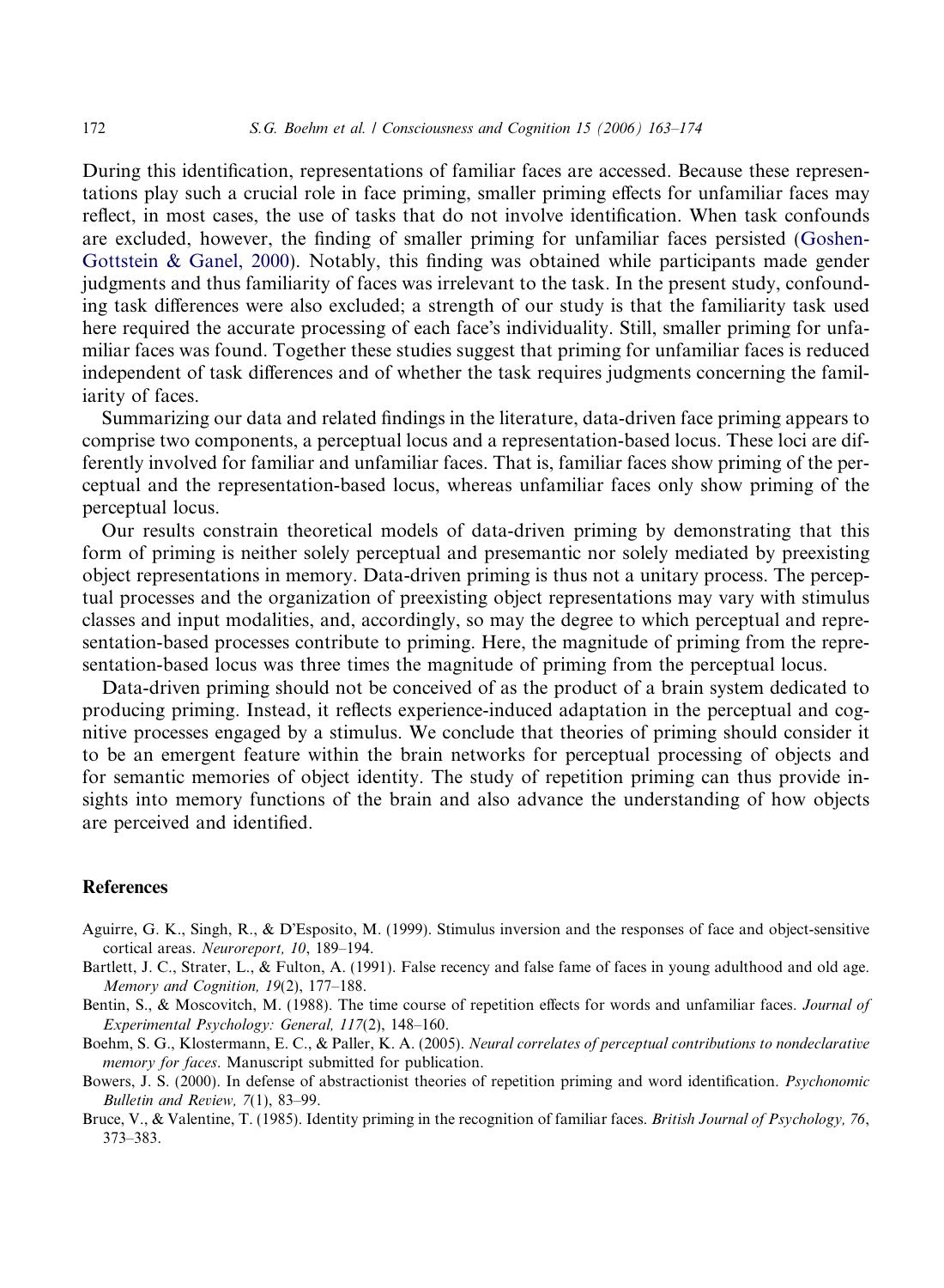During this identification, representations of familiar faces are accessed. Because these representations play such a crucial role in face priming, smaller priming effects for unfamiliar faces may reflect, in most cases, the use of tasks that do not involve identification. When task confounds are excluded, however, the finding of smaller priming for unfamiliar faces persisted (Goshen-Gottstein & Ganel, 2000). Notably, this finding was obtained while participants made gender judgments and thus familiarity of faces was irrelevant to the task. In the present study, confounding task differences were also excluded; a strength of our study is that the familiarity task used here required the accurate processing of each face's individuality. Still, smaller priming for unfamiliar faces was found. Together these studies suggest that priming for unfamiliar faces is reduced independent of task differences and of whether the task requires judgments concerning the familiarity of faces.

Summarizing our data and related findings in the literature, data-driven face priming appears to comprise two components, a perceptual locus and a representation-based locus. These loci are differently involved for familiar and unfamiliar faces. That is, familiar faces show priming of the perceptual and the representation-based locus, whereas unfamiliar faces only show priming of the perceptual locus.

Our results constrain theoretical models of data-driven priming by demonstrating that this form of priming is neither solely perceptual and presemantic nor solely mediated by preexisting object representations in memory. Data-driven priming is thus not a unitary process. The perceptual processes and the organization of preexisting object representations may vary with stimulus classes and input modalities, and, accordingly, so may the degree to which perceptual and representation-based processes contribute to priming. Here, the magnitude of priming from the representation-based locus was three times the magnitude of priming from the perceptual locus.

Data-driven priming should not be conceived of as the product of a brain system dedicated to producing priming. Instead, it reflects experience-induced adaptation in the perceptual and cognitive processes engaged by a stimulus. We conclude that theories of priming should consider it to be an emergent feature within the brain networks for perceptual processing of objects and for semantic memories of object identity. The study of repetition priming can thus provide insights into memory functions of the brain and also advance the understanding of how objects are perceived and identified.

## References

Aguirre, G. K., Singh, R., & D'Esposito, M. (1999). Stimulus inversion and the responses of face and object-sensitive cortical areas. *Neuroreport, 10*, 189–194.

Bartlett, J. C., Strater, L., & Fulton, A. (1991). False recency and false fame of faces in young adulthood and old age. *Memory and Cognition, 19*(2), 177–188.

Bentin, S., & Moscovitch, M. (1988). The time course of repetition effects for words and unfamiliar faces. *Journal of Experimental Psychology: General, 117*(2), 148–160.

Boehm, S. G., Klostermann, E. C., & Paller, K. A. (2005). *Neural correlates of perceptual contributions to nondeclarative memory for faces*. Manuscript submitted for publication.

Bowers, J. S. (2000). In defense of abstractionist theories of repetition priming and word identification. *Psychonomic Bulletin and Review, 7*(1), 83–99.

Bruce, V., & Valentine, T. (1985). Identity priming in the recognition of familiar faces. *British Journal of Psychology, 76*, 373–383.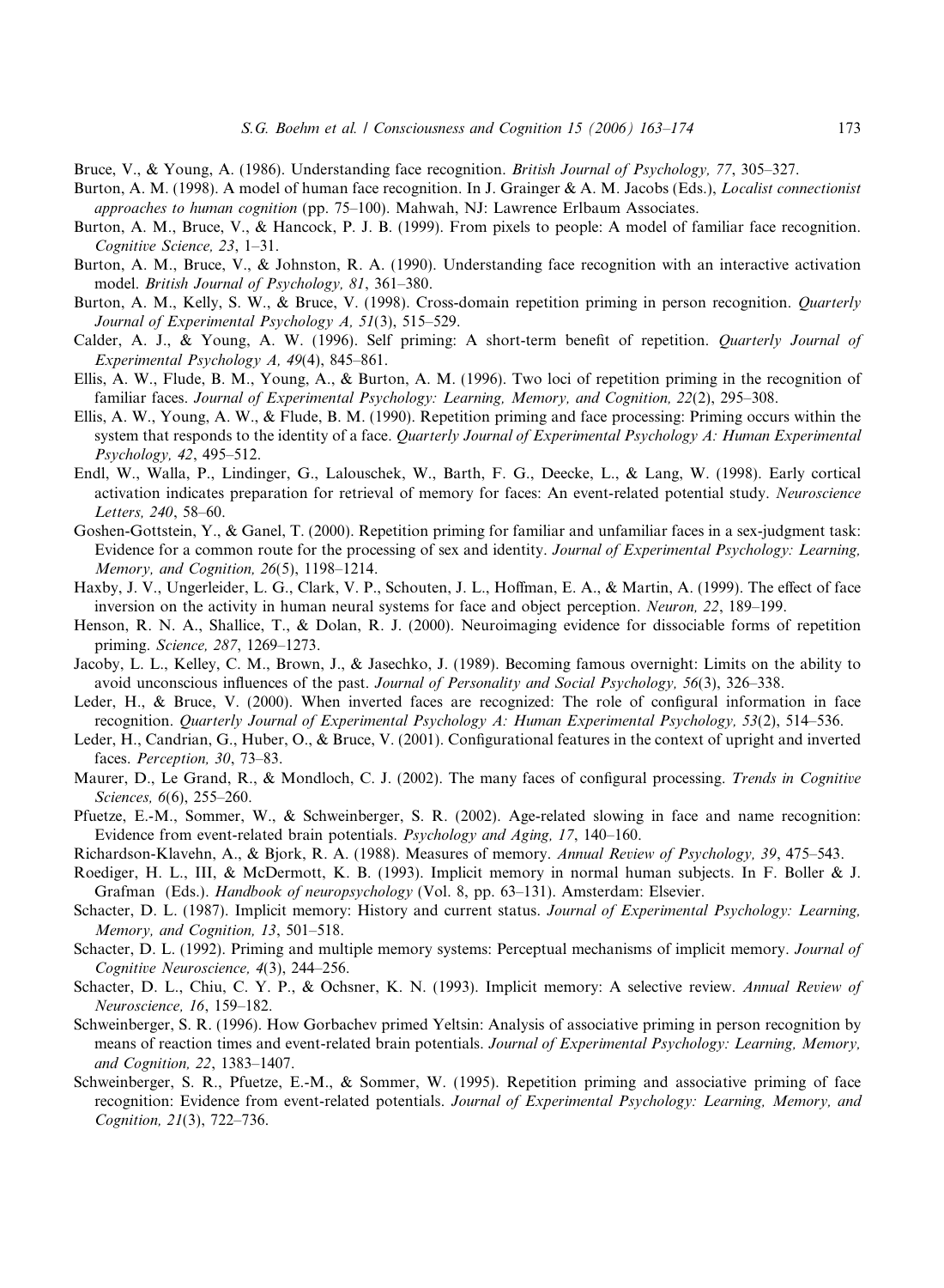Bruce, V., & Young, A. (1986). Understanding face recognition. *British Journal of Psychology, 77*, 305–327.

Burton, A. M. (1998). A model of human face recognition. In J. Grainger & A. M. Jacobs (Eds.), *Localist connectionist approaches to human cognition* (pp. 75–100). Mahwah, NJ: Lawrence Erlbaum Associates.

Burton, A. M., Bruce, V., & Hancock, P. J. B. (1999). From pixels to people: A model of familiar face recognition. *Cognitive Science, 23*, 1–31.

Burton, A. M., Bruce, V., & Johnston, R. A. (1990). Understanding face recognition with an interactive activation model. *British Journal of Psychology, 81*, 361–380.

Burton, A. M., Kelly, S. W., & Bruce, V. (1998). Cross-domain repetition priming in person recognition. *Quarterly Journal of Experimental Psychology A, 51*(3), 515–529.

Calder, A. J., & Young, A. W. (1996). Self priming: A short-term benefit of repetition. *Quarterly Journal of Experimental Psychology A, 49*(4), 845–861.

Ellis, A. W., Flude, B. M., Young, A., & Burton, A. M. (1996). Two loci of repetition priming in the recognition of familiar faces. *Journal of Experimental Psychology: Learning, Memory, and Cognition, 22*(2), 295–308.

Ellis, A. W., Young, A. W., & Flude, B. M. (1990). Repetition priming and face processing: Priming occurs within the system that responds to the identity of a face. *Quarterly Journal of Experimental Psychology A: Human Experimental Psychology, 42*, 495–512.

Endl, W., Walla, P., Lindinger, G., Lalouschek, W., Barth, F. G., Deecke, L., & Lang, W. (1998). Early cortical activation indicates preparation for retrieval of memory for faces: An event-related potential study. *Neuroscience Letters, 240*, 58–60.

Goshen-Gottstein, Y., & Ganel, T. (2000). Repetition priming for familiar and unfamiliar faces in a sex-judgment task: Evidence for a common route for the processing of sex and identity. *Journal of Experimental Psychology: Learning, Memory, and Cognition, 26*(5), 1198–1214.

Haxby, J. V., Ungerleider, L. G., Clark, V. P., Schouten, J. L., Hoffman, E. A., & Martin, A. (1999). The effect of face inversion on the activity in human neural systems for face and object perception. *Neuron, 22*, 189–199.

Henson, R. N. A., Shallice, T., & Dolan, R. J. (2000). Neuroimaging evidence for dissociable forms of repetition priming. *Science, 287*, 1269–1273.

Jacoby, L. L., Kelley, C. M., Brown, J., & Jasechko, J. (1989). Becoming famous overnight: Limits on the ability to avoid unconscious influences of the past. *Journal of Personality and Social Psychology, 56*(3), 326–338.

Leder, H., & Bruce, V. (2000). When inverted faces are recognized: The role of configural information in face recognition. *Quarterly Journal of Experimental Psychology A: Human Experimental Psychology, 53*(2), 514–536.

Leder, H., Candrian, G., Huber, O., & Bruce, V. (2001). Configurational features in the context of upright and inverted faces. *Perception, 30*, 73–83.

Maurer, D., Le Grand, R., & Mondloch, C. J. (2002). The many faces of configural processing. *Trends in Cognitive Sciences, 6*(6), 255–260.

Pfuetze, E.-M., Sommer, W., & Schweinberger, S. R. (2002). Age-related slowing in face and name recognition: Evidence from event-related brain potentials. *Psychology and Aging, 17*, 140–160.

Richardson-Klavehn, A., & Bjork, R. A. (1988). Measures of memory. *Annual Review of Psychology, 39*, 475–543.

Roediger, H. L., III, & McDermott, K. B. (1993). Implicit memory in normal human subjects. In F. Boller & J. Grafman (Eds.). *Handbook of neuropsychology* (Vol. 8, pp. 63–131). Amsterdam: Elsevier.

Schacter, D. L. (1987). Implicit memory: History and current status. *Journal of Experimental Psychology: Learning, Memory, and Cognition, 13*, 501–518.

Schacter, D. L. (1992). Priming and multiple memory systems: Perceptual mechanisms of implicit memory. *Journal of Cognitive Neuroscience, 4*(3), 244–256.

Schacter, D. L., Chiu, C. Y. P., & Ochsner, K. N. (1993). Implicit memory: A selective review. *Annual Review of Neuroscience, 16*, 159–182.

Schweinberger, S. R. (1996). How Gorbachev primed Yeltsin: Analysis of associative priming in person recognition by means of reaction times and event-related brain potentials. *Journal of Experimental Psychology: Learning, Memory, and Cognition, 22*, 1383–1407.

Schweinberger, S. R., Pfuetze, E.-M., & Sommer, W. (1995). Repetition priming and associative priming of face recognition: Evidence from event-related potentials. *Journal of Experimental Psychology: Learning, Memory, and Cognition, 21*(3), 722–736.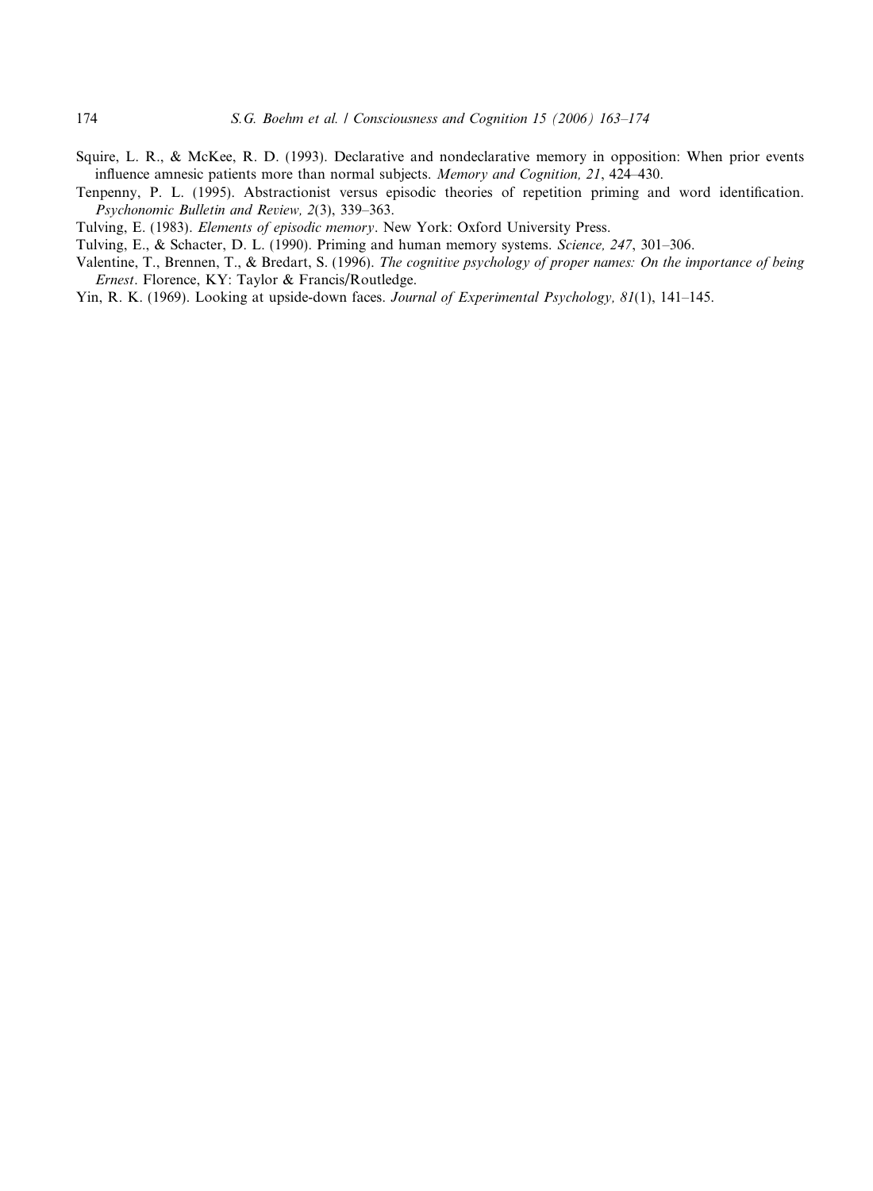Squire, L. R., & McKee, R. D. (1993). Declarative and nondeclarative memory in opposition: When prior events influence amnesic patients more than normal subjects. *Memory and Cognition, 21*, 424–430.

Tenpenny, P. L. (1995). Abstractionist versus episodic theories of repetition priming and word identification. *Psychonomic Bulletin and Review, 2*(3), 339–363.

Tulving, E. (1983). *Elements of episodic memory*. New York: Oxford University Press.

Tulving, E., & Schacter, D. L. (1990). Priming and human memory systems. *Science, 247*, 301–306.

Valentine, T., Brennen, T., & Bredart, S. (1996). *The cognitive psychology of proper names: On the importance of being Ernest*. Florence, KY: Taylor & Francis/Routledge.

Yin, R. K. (1969). Looking at upside-down faces. *Journal of Experimental Psychology, 81*(1), 141–145.